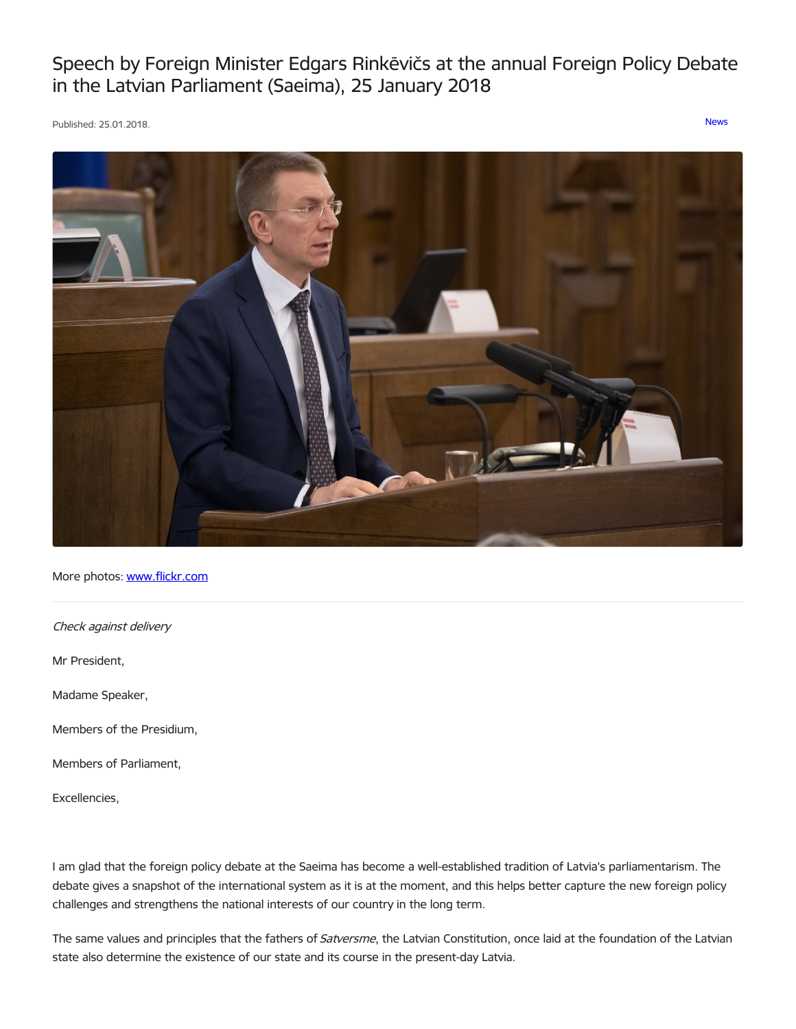# Speech by Foreign Minister Edgars Rinkēvičs at the annual Foreign Policy Debate in the Latvian Parliament (Saeima), 25 January 2018

Published: 25.01.2018.

News

More photos: [www.flickr.com](www.flickr.com)

---

*Check against delivery*

Mr President,

Madame Speaker,

Members of the Presidium,

Members of Parliament,

Excellencies,

I am glad that the foreign policy debate at the Saeima has become a well-established tradition of Latvia's parliamentarism. The debate gives a snapshot of the international system as it is at the moment, and this helps better capture the new foreign policy challenges and strengthens the national interests of our country in the long term.

The same values and principles that the fathers of *Satversme*, the Latvian Constitution, once laid at the foundation of the Latvian state also determine the existence of our state and its course in the present-day Latvia.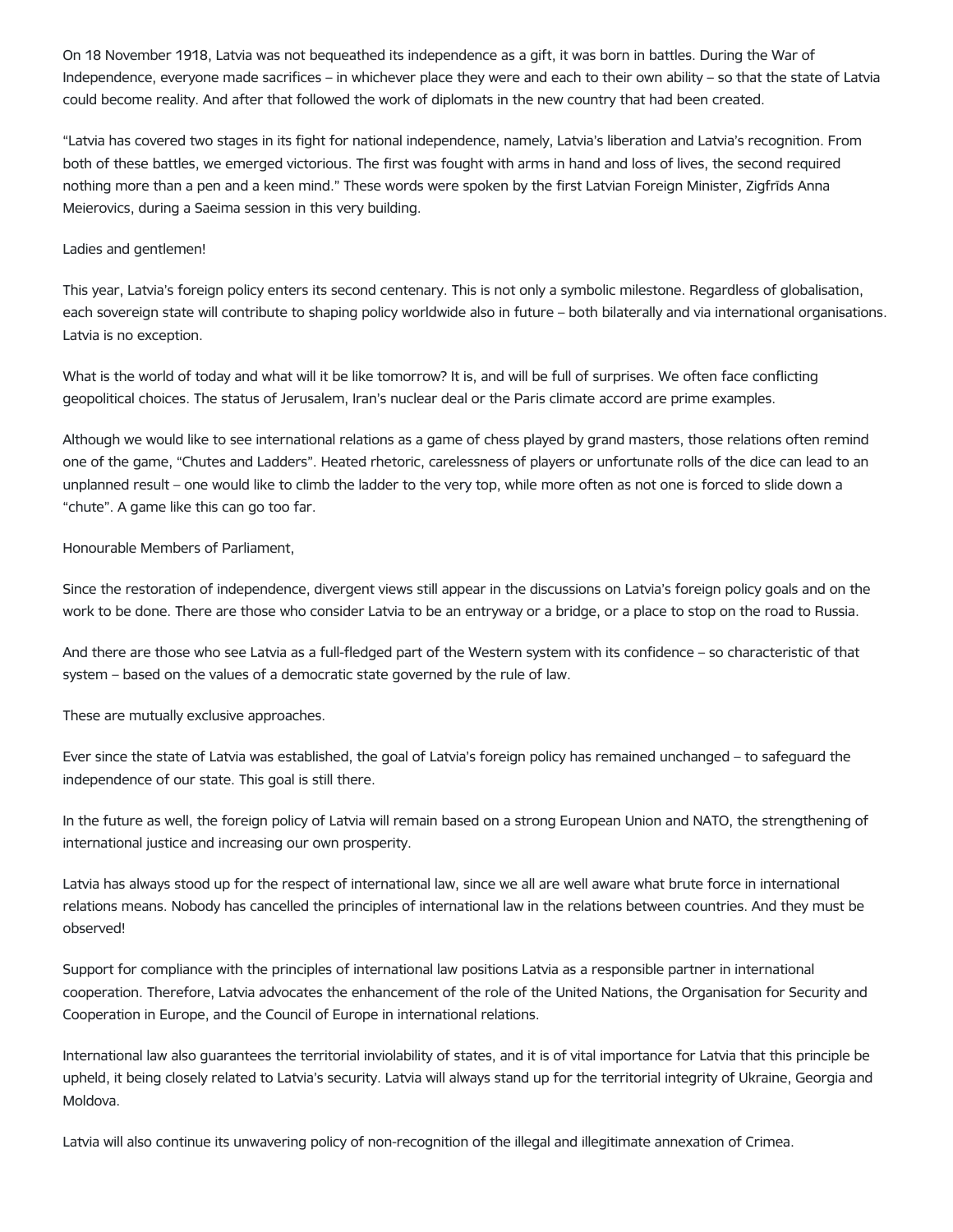On 18 November 1918, Latvia was not bequeathed its independence as a gift, it was born in battles. During the War of Independence, everyone made sacrifices – in whichever place they were and each to their own ability – so that the state of Latvia could become reality. And after that followed the work of diplomats in the new country that had been created.

"Latvia has covered two stages in its fight for national independence, namely, Latvia's liberation and Latvia's recognition. From both of these battles, we emerged victorious. The first was fought with arms in hand and loss of lives, the second required nothing more than a pen and a keen mind." These words were spoken by the first Latvian Foreign Minister, Zigfrīds Anna Meierovics, during a Saeima session in this very building.

Ladies and gentlemen!

This year, Latvia's foreign policy enters its second centenary. This is not only a symbolic milestone. Regardless of globalisation, each sovereign state will contribute to shaping policy worldwide also in future – both bilaterally and via international organisations. Latvia is no exception.

What is the world of today and what will it be like tomorrow? It is, and will be full of surprises. We often face conflicting geopolitical choices. The status of Jerusalem, Iran's nuclear deal or the Paris climate accord are prime examples.

Although we would like to see international relations as a game of chess played by grand masters, those relations often remind one of the game, "Chutes and Ladders". Heated rhetoric, carelessness of players or unfortunate rolls of the dice can lead to an unplanned result – one would like to climb the ladder to the very top, while more often as not one is forced to slide down a "chute". A game like this can go too far.

Honourable Members of Parliament,

Since the restoration of independence, divergent views still appear in the discussions on Latvia's foreign policy goals and on the work to be done. There are those who consider Latvia to be an entryway or a bridge, or a place to stop on the road to Russia.

And there are those who see Latvia as a full-fledged part of the Western system with its confidence – so characteristic of that system – based on the values of a democratic state governed by the rule of law.

These are mutually exclusive approaches.

Ever since the state of Latvia was established, the goal of Latvia's foreign policy has remained unchanged – to safeguard the independence of our state. This goal is still there.

In the future as well, the foreign policy of Latvia will remain based on a strong European Union and NATO, the strengthening of international justice and increasing our own prosperity.

Latvia has always stood up for the respect of international law, since we all are well aware what brute force in international relations means. Nobody has cancelled the principles of international law in the relations between countries. And they must be observed!

Support for compliance with the principles of international law positions Latvia as a responsible partner in international cooperation. Therefore, Latvia advocates the enhancement of the role of the United Nations, the Organisation for Security and Cooperation in Europe, and the Council of Europe in international relations.

International law also guarantees the territorial inviolability of states, and it is of vital importance for Latvia that this principle be upheld, it being closely related to Latvia's security. Latvia will always stand up for the territorial integrity of Ukraine, Georgia and Moldova.

Latvia will also continue its unwavering policy of non-recognition of the illegal and illegitimate annexation of Crimea.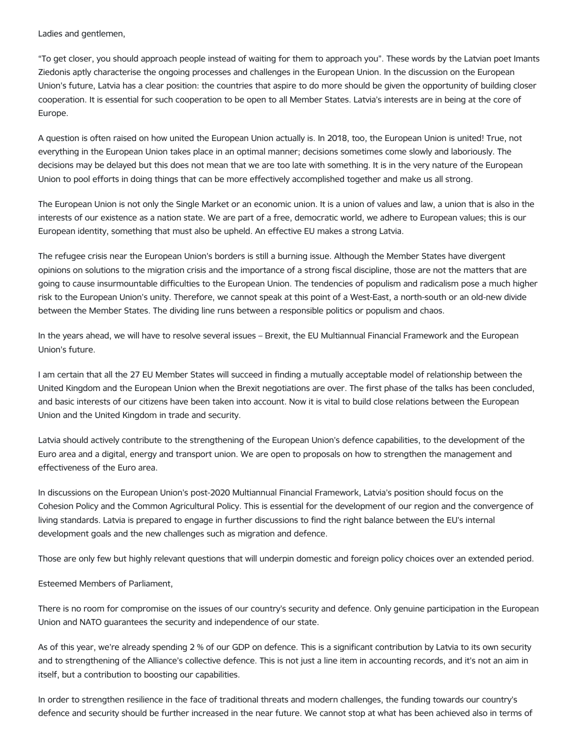Ladies and gentlemen,

“To get closer, you should approach people instead of waiting for them to approach you”. These words by the Latvian poet Imants Ziedonis aptly characterise the ongoing processes and challenges in the European Union. In the discussion on the European Union’s future, Latvia has a clear position: the countries that aspire to do more should be given the opportunity of building closer cooperation. It is essential for such cooperation to be open to all Member States. Latvia’s interests are in being at the core of Europe.

A question is often raised on how united the European Union actually is. In 2018, too, the European Union is united! True, not everything in the European Union takes place in an optimal manner; decisions sometimes come slowly and laboriously. The decisions may be delayed but this does not mean that we are too late with something. It is in the very nature of the European Union to pool efforts in doing things that can be more effectively accomplished together and make us all strong.

The European Union is not only the Single Market or an economic union. It is a union of values and law, a union that is also in the interests of our existence as a nation state. We are part of a free, democratic world, we adhere to European values; this is our European identity, something that must also be upheld. An effective EU makes a strong Latvia.

The refugee crisis near the European Union’s borders is still a burning issue. Although the Member States have divergent opinions on solutions to the migration crisis and the importance of a strong fiscal discipline, those are not the matters that are going to cause insurmountable difficulties to the European Union. The tendencies of populism and radicalism pose a much higher risk to the European Union’s unity. Therefore, we cannot speak at this point of a West-East, a north-south or an old-new divide between the Member States. The dividing line runs between a responsible politics or populism and chaos.

In the years ahead, we will have to resolve several issues – Brexit, the EU Multiannual Financial Framework and the European Union’s future.

I am certain that all the 27 EU Member States will succeed in finding a mutually acceptable model of relationship between the United Kingdom and the European Union when the Brexit negotiations are over. The first phase of the talks has been concluded, and basic interests of our citizens have been taken into account. Now it is vital to build close relations between the European Union and the United Kingdom in trade and security.

Latvia should actively contribute to the strengthening of the European Union’s defence capabilities, to the development of the Euro area and a digital, energy and transport union. We are open to proposals on how to strengthen the management and effectiveness of the Euro area.

In discussions on the European Union’s post-2020 Multiannual Financial Framework, Latvia’s position should focus on the Cohesion Policy and the Common Agricultural Policy. This is essential for the development of our region and the convergence of living standards. Latvia is prepared to engage in further discussions to find the right balance between the EU’s internal development goals and the new challenges such as migration and defence.

Those are only few but highly relevant questions that will underpin domestic and foreign policy choices over an extended period.

Esteemed Members of Parliament,

There is no room for compromise on the issues of our country’s security and defence. Only genuine participation in the European Union and NATO guarantees the security and independence of our state.

As of this year, we’re already spending 2 % of our GDP on defence. This is a significant contribution by Latvia to its own security and to strengthening of the Alliance’s collective defence. This is not just a line item in accounting records, and it’s not an aim in itself, but a contribution to boosting our capabilities.

In order to strengthen resilience in the face of traditional threats and modern challenges, the funding towards our country’s defence and security should be further increased in the near future. We cannot stop at what has been achieved also in terms of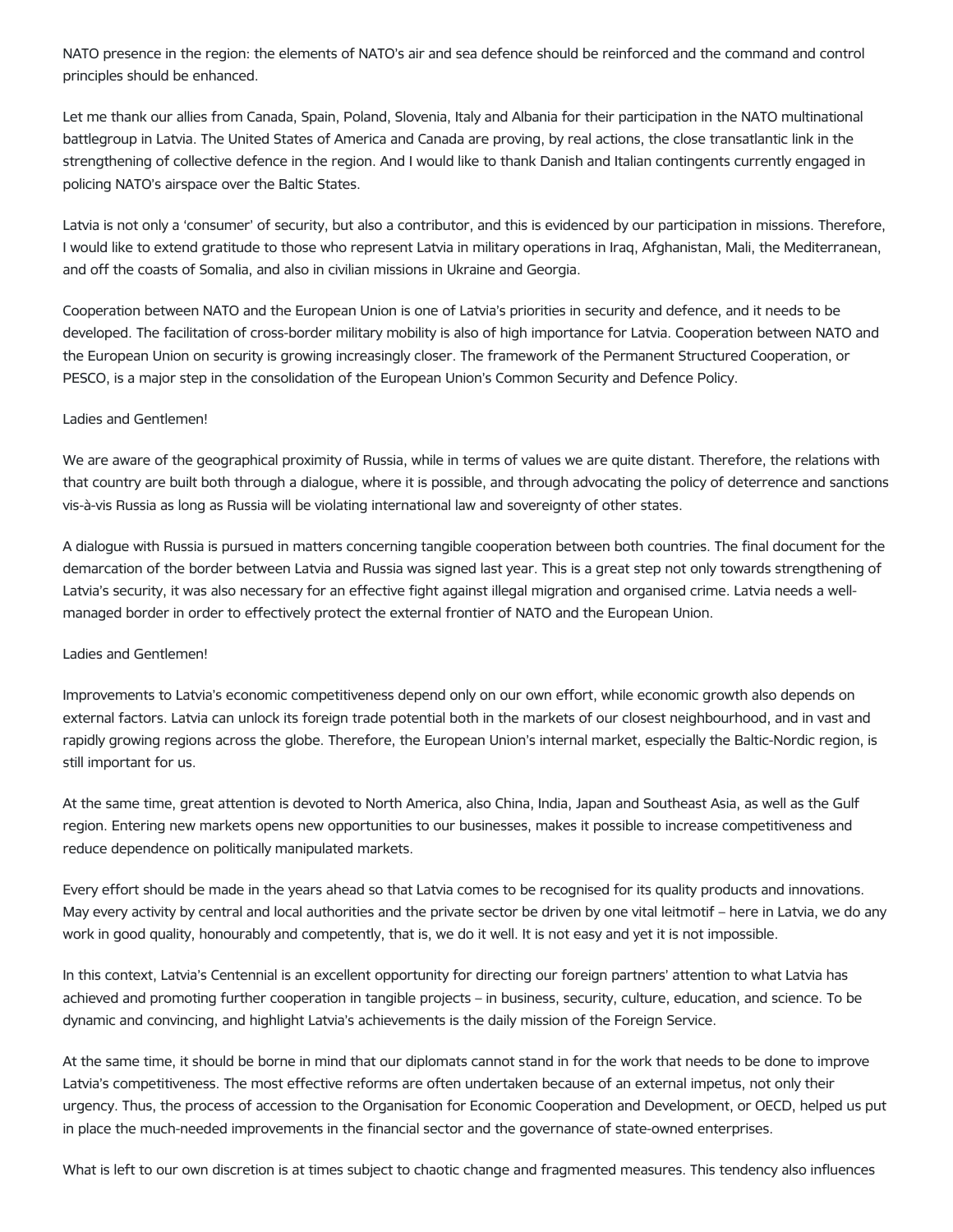NATO presence in the region: the elements of NATO's air and sea defence should be reinforced and the command and control principles should be enhanced.

Let me thank our allies from Canada, Spain, Poland, Slovenia, Italy and Albania for their participation in the NATO multinational battlegroup in Latvia. The United States of America and Canada are proving, by real actions, the close transatlantic link in the strengthening of collective defence in the region. And I would like to thank Danish and Italian contingents currently engaged in policing NATO's airspace over the Baltic States.

Latvia is not only a 'consumer' of security, but also a contributor, and this is evidenced by our participation in missions. Therefore, I would like to extend gratitude to those who represent Latvia in military operations in Iraq, Afghanistan, Mali, the Mediterranean, and off the coasts of Somalia, and also in civilian missions in Ukraine and Georgia.

Cooperation between NATO and the European Union is one of Latvia's priorities in security and defence, and it needs to be developed. The facilitation of cross-border military mobility is also of high importance for Latvia. Cooperation between NATO and the European Union on security is growing increasingly closer. The framework of the Permanent Structured Cooperation, or PESCO, is a major step in the consolidation of the European Union's Common Security and Defence Policy.

Ladies and Gentlemen!

We are aware of the geographical proximity of Russia, while in terms of values we are quite distant. Therefore, the relations with that country are built both through a dialogue, where it is possible, and through advocating the policy of deterrence and sanctions vis-à-vis Russia as long as Russia will be violating international law and sovereignty of other states.

A dialogue with Russia is pursued in matters concerning tangible cooperation between both countries. The final document for the demarcation of the border between Latvia and Russia was signed last year. This is a great step not only towards strengthening of Latvia's security, it was also necessary for an effective fight against illegal migration and organised crime. Latvia needs a well-managed border in order to effectively protect the external frontier of NATO and the European Union.

Ladies and Gentlemen!

Improvements to Latvia's economic competitiveness depend only on our own effort, while economic growth also depends on external factors. Latvia can unlock its foreign trade potential both in the markets of our closest neighbourhood, and in vast and rapidly growing regions across the globe. Therefore, the European Union's internal market, especially the Baltic-Nordic region, is still important for us.

At the same time, great attention is devoted to North America, also China, India, Japan and Southeast Asia, as well as the Gulf region. Entering new markets opens new opportunities to our businesses, makes it possible to increase competitiveness and reduce dependence on politically manipulated markets.

Every effort should be made in the years ahead so that Latvia comes to be recognised for its quality products and innovations. May every activity by central and local authorities and the private sector be driven by one vital leitmotif – here in Latvia, we do any work in good quality, honourably and competently, that is, we do it well. It is not easy and yet it is not impossible.

In this context, Latvia's Centennial is an excellent opportunity for directing our foreign partners' attention to what Latvia has achieved and promoting further cooperation in tangible projects – in business, security, culture, education, and science. To be dynamic and convincing, and highlight Latvia's achievements is the daily mission of the Foreign Service.

At the same time, it should be borne in mind that our diplomats cannot stand in for the work that needs to be done to improve Latvia's competitiveness. The most effective reforms are often undertaken because of an external impetus, not only their urgency. Thus, the process of accession to the Organisation for Economic Cooperation and Development, or OECD, helped us put in place the much-needed improvements in the financial sector and the governance of state-owned enterprises.

What is left to our own discretion is at times subject to chaotic change and fragmented measures. This tendency also influences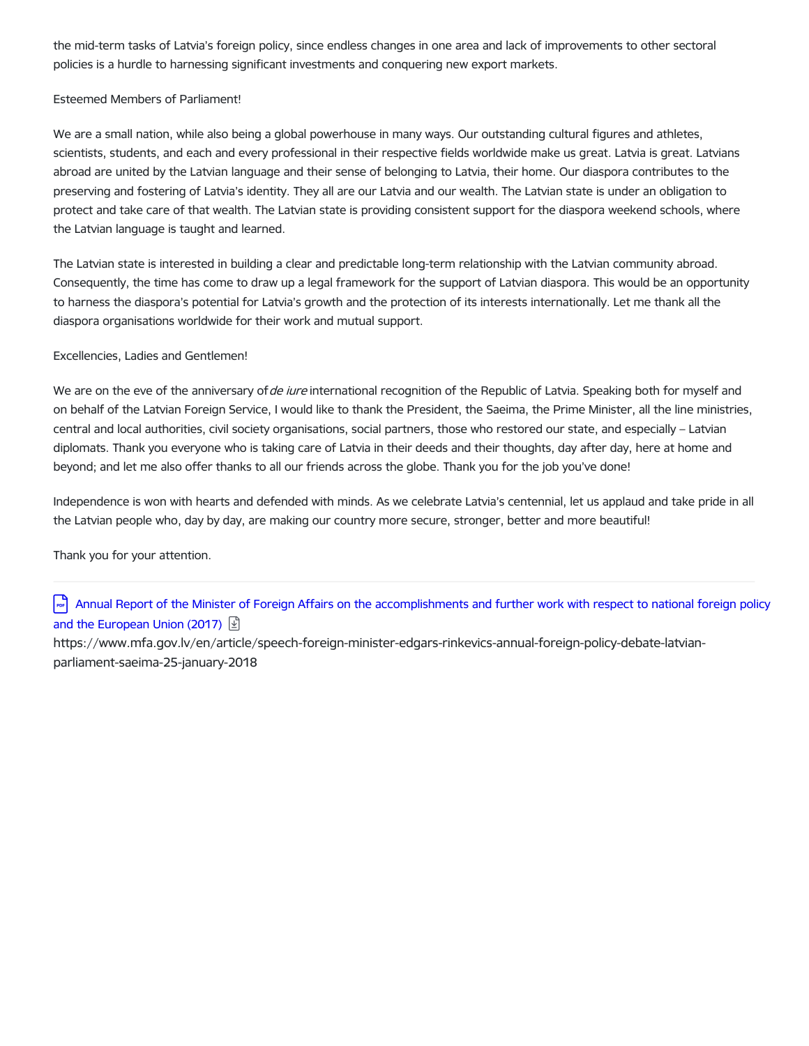the mid-term tasks of Latvia's foreign policy, since endless changes in one area and lack of improvements to other sectoral policies is a hurdle to harnessing significant investments and conquering new export markets.

Esteemed Members of Parliament!

We are a small nation, while also being a global powerhouse in many ways. Our outstanding cultural figures and athletes, scientists, students, and each and every professional in their respective fields worldwide make us great. Latvia is great. Latvians abroad are united by the Latvian language and their sense of belonging to Latvia, their home. Our diaspora contributes to the preserving and fostering of Latvia's identity. They all are our Latvia and our wealth. The Latvian state is under an obligation to protect and take care of that wealth. The Latvian state is providing consistent support for the diaspora weekend schools, where the Latvian language is taught and learned.

The Latvian state is interested in building a clear and predictable long-term relationship with the Latvian community abroad. Consequently, the time has come to draw up a legal framework for the support of Latvian diaspora. This would be an opportunity to harness the diaspora's potential for Latvia's growth and the protection of its interests internationally. Let me thank all the diaspora organisations worldwide for their work and mutual support.

Excellencies, Ladies and Gentlemen!

We are on the eve of the anniversary of *de iure* international recognition of the Republic of Latvia. Speaking both for myself and on behalf of the Latvian Foreign Service, I would like to thank the President, the Saeima, the Prime Minister, all the line ministries, central and local authorities, civil society organisations, social partners, those who restored our state, and especially – Latvian diplomats. Thank you everyone who is taking care of Latvia in their deeds and their thoughts, day after day, here at home and beyond; and let me also offer thanks to all our friends across the globe. Thank you for the job you've done!

Independence is won with hearts and defended with minds. As we celebrate Latvia's centennial, let us applaud and take pride in all the Latvian people who, day by day, are making our country more secure, stronger, better and more beautiful!

Thank you for your attention.

---

Annual Report of the Minister of Foreign Affairs on the accomplishments and further work with respect to national foreign policy and the European Union (2017)

https://www.mfa.gov.lv/en/article/speech-foreign-minister-edgars-rinkevics-annual-foreign-policy-debate-latvian-parliament-saeima-25-january-2018